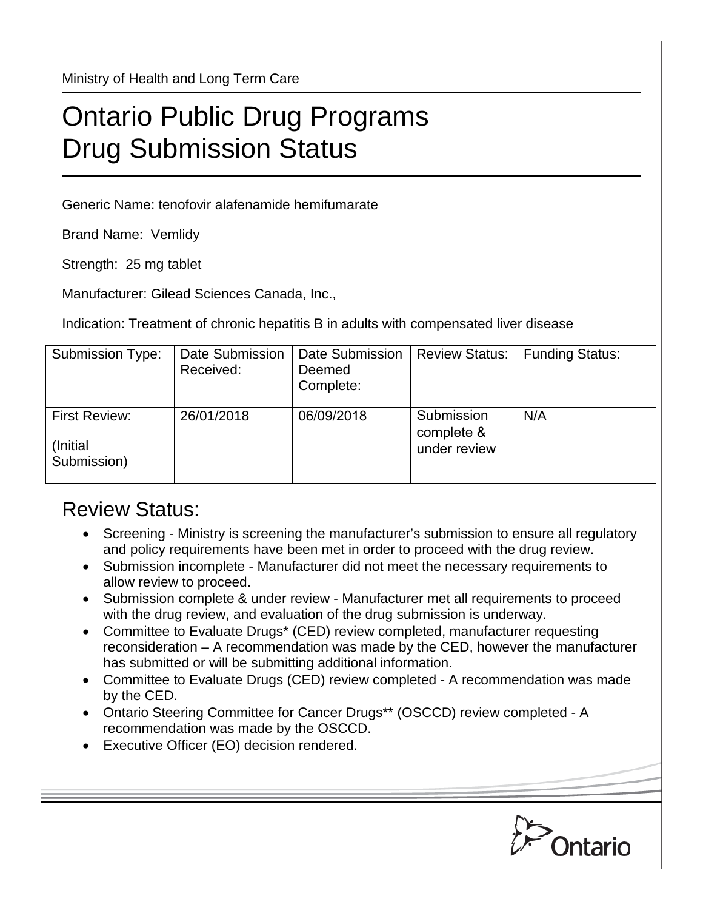Ministry of Health and Long Term Care

# Ontario Public Drug Programs
# Drug Submission Status

Generic Name: tenofovir alafenamide hemifumarate

Brand Name: Vemlidy

Strength: 25 mg tablet

Manufacturer: Gilead Sciences Canada, Inc.,

Indication: Treatment of chronic hepatitis B in adults with compensated liver disease

| Submission Type: | Date Submission Received: | Date Submission Deemed Complete: | Review Status: | Funding Status: |
|---|---|---|---|---|
| First Review: (Initial Submission) | 26/01/2018 | 06/09/2018 | Submission complete & under review | N/A |

## Review Status:

- Screening - Ministry is screening the manufacturer's submission to ensure all regulatory and policy requirements have been met in order to proceed with the drug review.
- Submission incomplete - Manufacturer did not meet the necessary requirements to allow review to proceed.
- Submission complete & under review - Manufacturer met all requirements to proceed with the drug review, and evaluation of the drug submission is underway.
- Committee to Evaluate Drugs* (CED) review completed, manufacturer requesting reconsideration – A recommendation was made by the CED, however the manufacturer has submitted or will be submitting additional information.
- Committee to Evaluate Drugs (CED) review completed - A recommendation was made by the CED.
- Ontario Steering Committee for Cancer Drugs** (OSCCD) review completed - A recommendation was made by the OSCCD.
- Executive Officer (EO) decision rendered.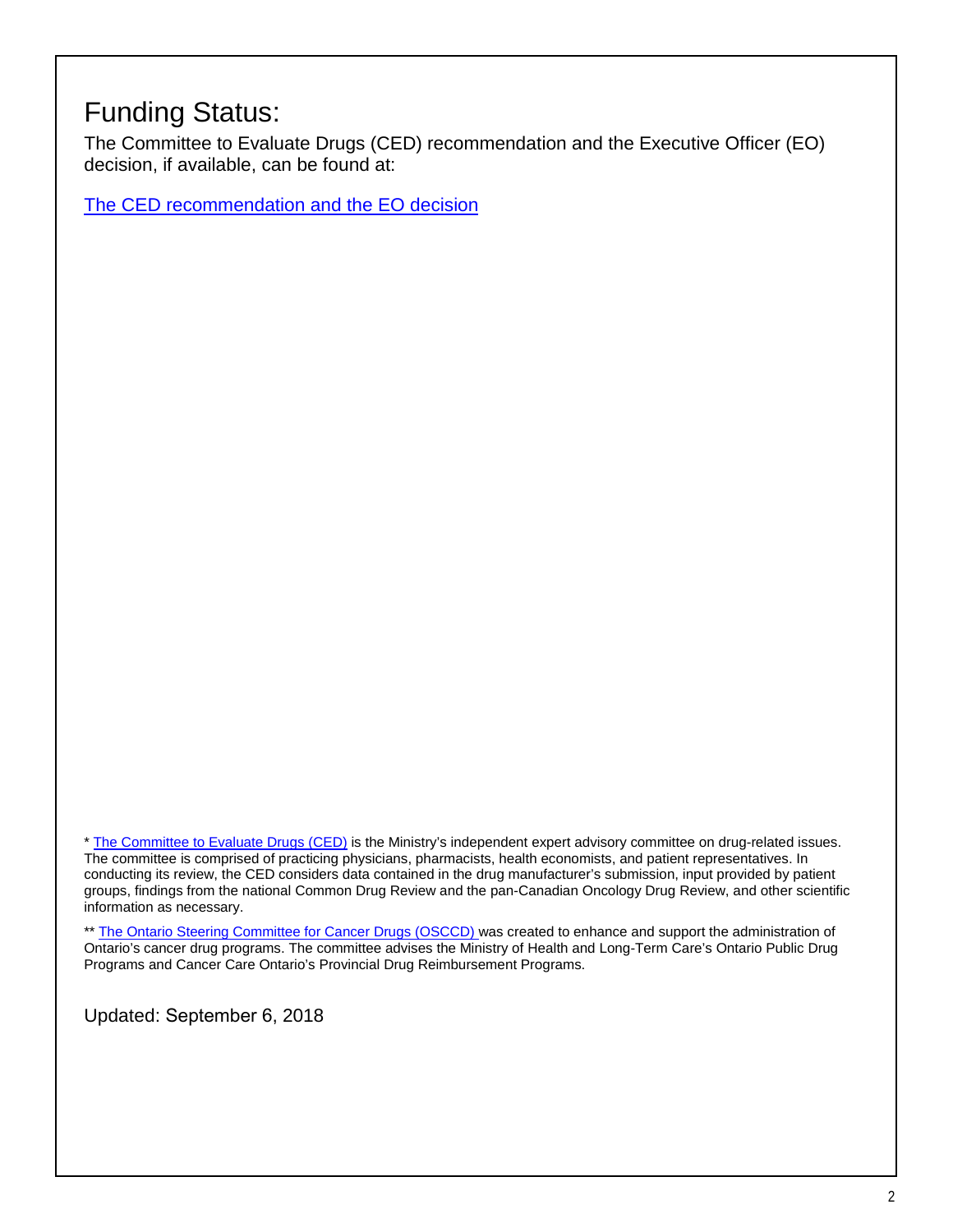# Funding Status:

The Committee to Evaluate Drugs (CED) recommendation and the Executive Officer (EO) decision, if available, can be found at:

The CED recommendation and the EO decision

* The Committee to Evaluate Drugs (CED) is the Ministry's independent expert advisory committee on drug-related issues. The committee is comprised of practicing physicians, pharmacists, health economists, and patient representatives. In conducting its review, the CED considers data contained in the drug manufacturer's submission, input provided by patient groups, findings from the national Common Drug Review and the pan-Canadian Oncology Drug Review, and other scientific information as necessary.

** The Ontario Steering Committee for Cancer Drugs (OSCCD) was created to enhance and support the administration of Ontario's cancer drug programs. The committee advises the Ministry of Health and Long-Term Care's Ontario Public Drug Programs and Cancer Care Ontario's Provincial Drug Reimbursement Programs.

Updated: September 6, 2018